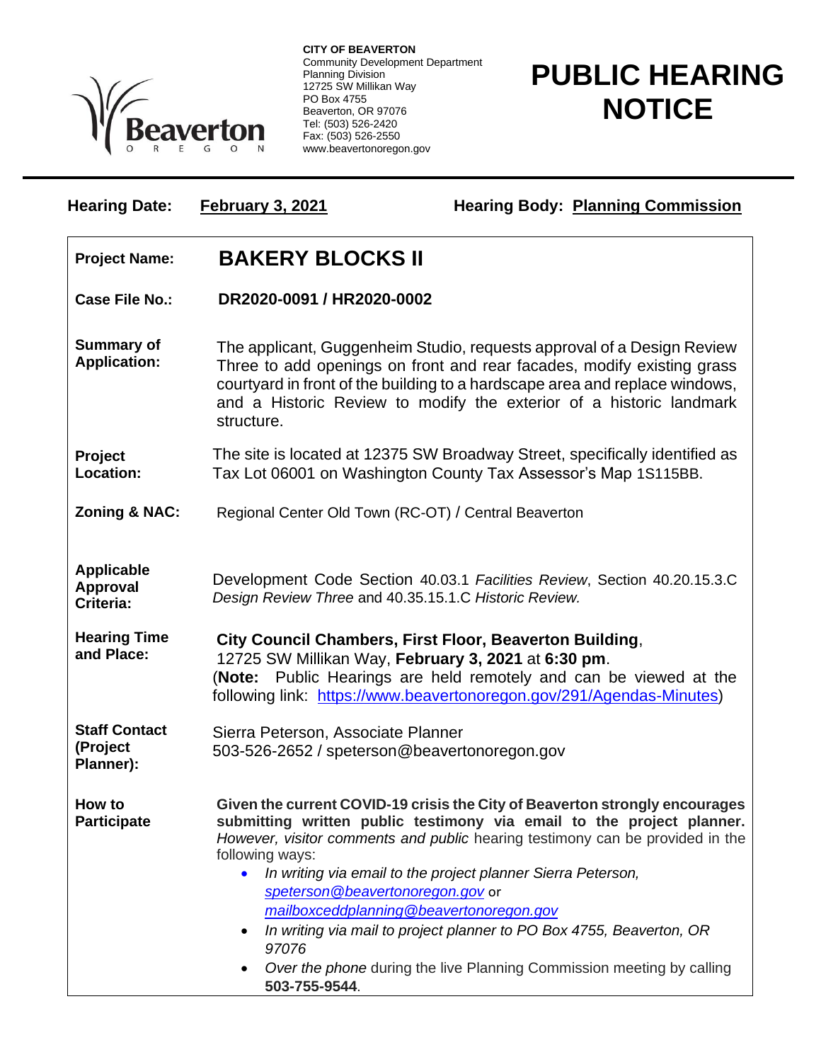Beaverton
OREGON

**CITY OF BEAVERTON**
Community Development Department
Planning Division
12725 SW Millikan Way
PO Box 4755
Beaverton, OR 97076
Tel: (503) 526-2420
Fax: (503) 526-2550
www.beavertonoregon.gov

# PUBLIC HEARING NOTICE

**Hearing Date:** **February 3, 2021** **Hearing Body:** **Planning Commission**

| | |
|---|---|
| **Project Name:** | **BAKERY BLOCKS II** |
| **Case File No.:** | **DR2020-0091 / HR2020-0002** |
| **Summary of Application:** | The applicant, Guggenheim Studio, requests approval of a Design Review Three to add openings on front and rear facades, modify existing grass courtyard in front of the building to a hardscape area and replace windows, and a Historic Review to modify the exterior of a historic landmark structure. |
| **Project Location:** | The site is located at 12375 SW Broadway Street, specifically identified as Tax Lot 06001 on Washington County Tax Assessor's Map 1S115BB. |
| **Zoning & NAC:** | Regional Center Old Town (RC-OT) / Central Beaverton |
| **Applicable Approval Criteria:** | Development Code Section 40.03.1 *Facilities Review*, Section 40.20.15.3.C *Design Review Three* and 40.35.15.1.C *Historic Review.* |
| **Hearing Time and Place:** | **City Council Chambers, First Floor, Beaverton Building**, 12725 SW Millikan Way, **February 3, 2021** at **6:30 pm**. (**Note:** Public Hearings are held remotely and can be viewed at the following link: https://www.beavertonoregon.gov/291/Agendas-Minutes) |
| **Staff Contact (Project Planner):** | Sierra Peterson, Associate Planner<br>503-526-2652 / speterson@beavertonoregon.gov |
| **How to Participate** | **Given the current COVID-19 crisis the City of Beaverton strongly encourages submitting written public testimony via email to the project planner.** *However, visitor comments and public* hearing testimony can be provided in the following ways:<br>• *In writing via email to the project planner Sierra Peterson, speterson@beavertonoregon.gov* or *mailboxceddplanning@beavertonoregon.gov*<br>• *In writing via mail to project planner to PO Box 4755, Beaverton, OR 97076*<br>• *Over the phone* during the live Planning Commission meeting by calling **503-755-9544**. |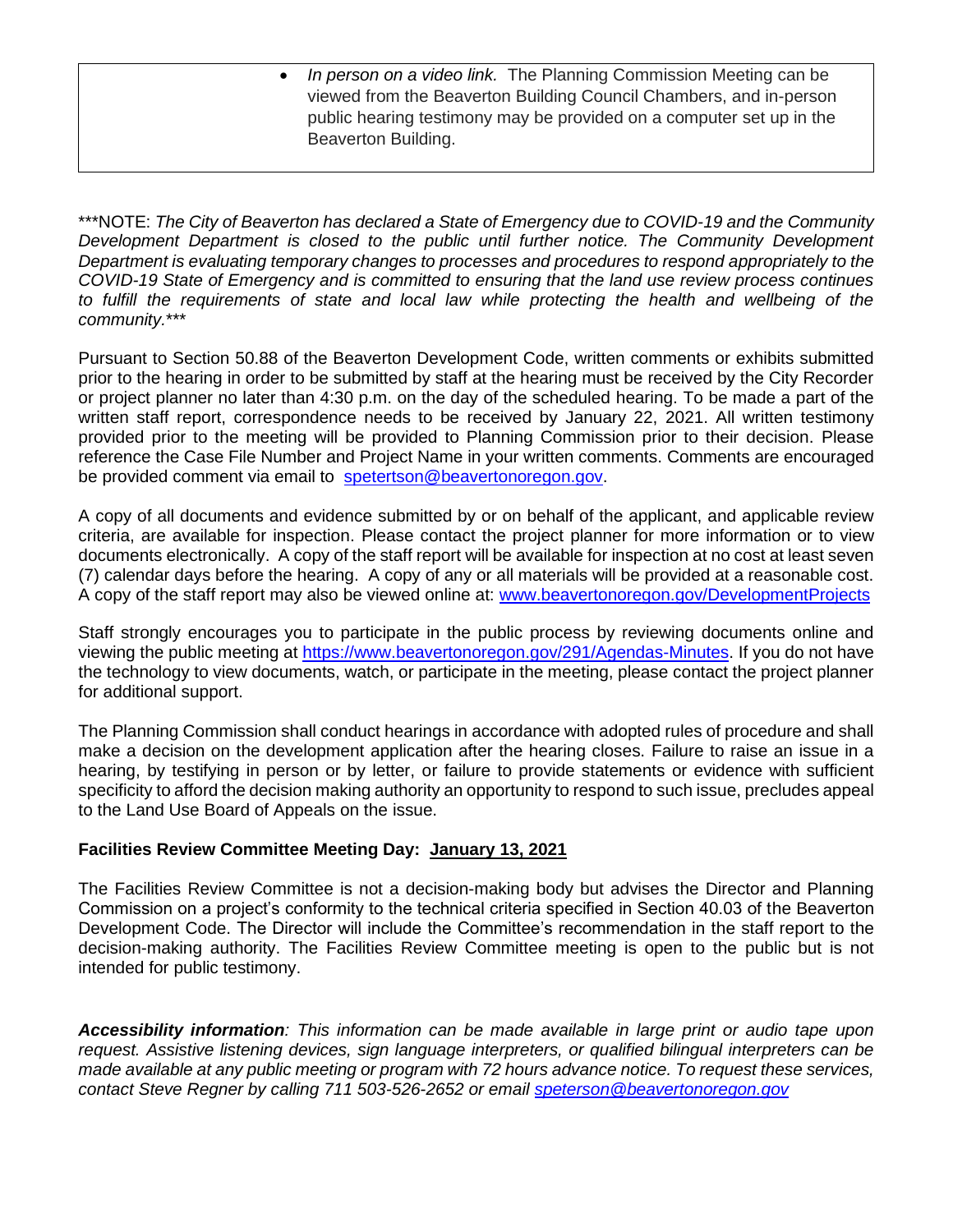| | • *In person on a video link.* The Planning Commission Meeting can be viewed from the Beaverton Building Council Chambers, and in-person public hearing testimony may be provided on a computer set up in the Beaverton Building. |
|---|---|

***NOTE: *The City of Beaverton has declared a State of Emergency due to COVID-19 and the Community Development Department is closed to the public until further notice. The Community Development Department is evaluating temporary changes to processes and procedures to respond appropriately to the COVID-19 State of Emergency and is committed to ensuring that the land use review process continues to fulfill the requirements of state and local law while protecting the health and wellbeing of the community.****

Pursuant to Section 50.88 of the Beaverton Development Code, written comments or exhibits submitted prior to the hearing in order to be submitted by staff at the hearing must be received by the City Recorder or project planner no later than 4:30 p.m. on the day of the scheduled hearing. To be made a part of the written staff report, correspondence needs to be received by January 22, 2021. All written testimony provided prior to the meeting will be provided to Planning Commission prior to their decision. Please reference the Case File Number and Project Name in your written comments. Comments are encouraged be provided comment via email to [spetertson@beavertonoregon.gov](mailto:spetertson@beavertonoregon.gov).

A copy of all documents and evidence submitted by or on behalf of the applicant, and applicable review criteria, are available for inspection. Please contact the project planner for more information or to view documents electronically. A copy of the staff report will be available for inspection at no cost at least seven (7) calendar days before the hearing. A copy of any or all materials will be provided at a reasonable cost. A copy of the staff report may also be viewed online at: [www.beavertonoregon.gov/DevelopmentProjects](http://www.beavertonoregon.gov/DevelopmentProjects)

Staff strongly encourages you to participate in the public process by reviewing documents online and viewing the public meeting at [https://www.beavertonoregon.gov/291/Agendas-Minutes](https://www.beavertonoregon.gov/291/Agendas-Minutes). If you do not have the technology to view documents, watch, or participate in the meeting, please contact the project planner for additional support.

The Planning Commission shall conduct hearings in accordance with adopted rules of procedure and shall make a decision on the development application after the hearing closes. Failure to raise an issue in a hearing, by testifying in person or by letter, or failure to provide statements or evidence with sufficient specificity to afford the decision making authority an opportunity to respond to such issue, precludes appeal to the Land Use Board of Appeals on the issue.

**Facilities Review Committee Meeting Day: January 13, 2021**

The Facilities Review Committee is not a decision-making body but advises the Director and Planning Commission on a project's conformity to the technical criteria specified in Section 40.03 of the Beaverton Development Code. The Director will include the Committee's recommendation in the staff report to the decision-making authority. The Facilities Review Committee meeting is open to the public but is not intended for public testimony.

***Accessibility information**: This information can be made available in large print or audio tape upon request. Assistive listening devices, sign language interpreters, or qualified bilingual interpreters can be made available at any public meeting or program with 72 hours advance notice. To request these services, contact Steve Regner by calling 711 503-526-2652 or email [speterson@beavertonoregon.gov](mailto:speterson@beavertonoregon.gov)*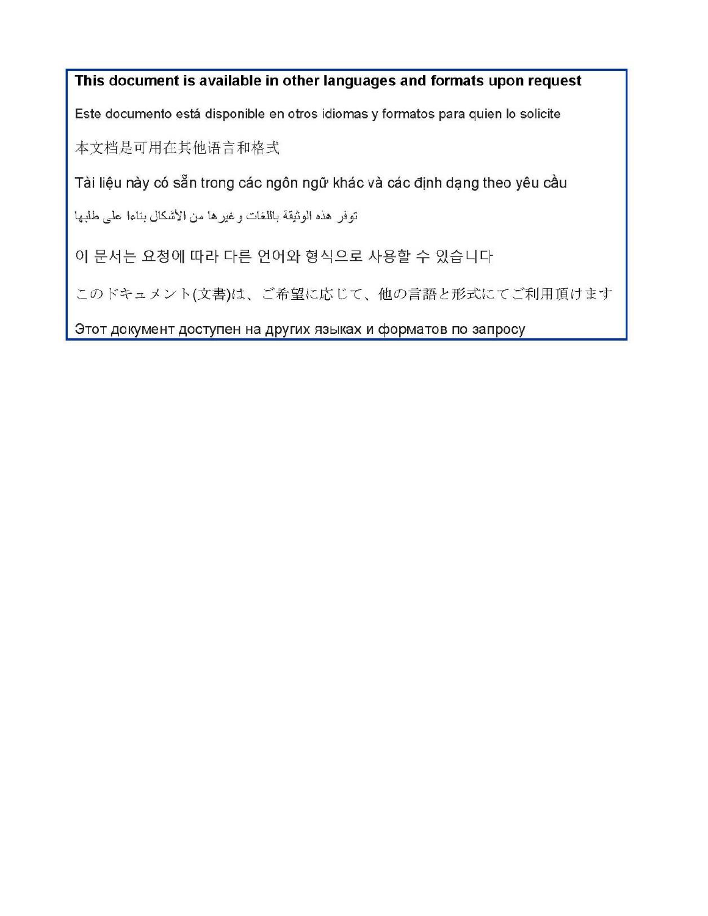**This document is available in other languages and formats upon request**

Este documento está disponible en otros idiomas y formatos para quien lo solicite

本文档是可用在其他语言和格式

Tài liệu này có sẵn trong các ngôn ngữ khác và các định dạng theo yêu cầu

توفر هذه الوثيقة باللغات وغيرها من الأشكال بناءا على طلبها

이 문서는 요청에 따라 다른 언어와 형식으로 사용할 수 있습니다

このドキュメント(文書)は、ご希望に応じて、他の言語と形式にてご利用頂けます

Этот документ доступен на других языках и форматов по запросу